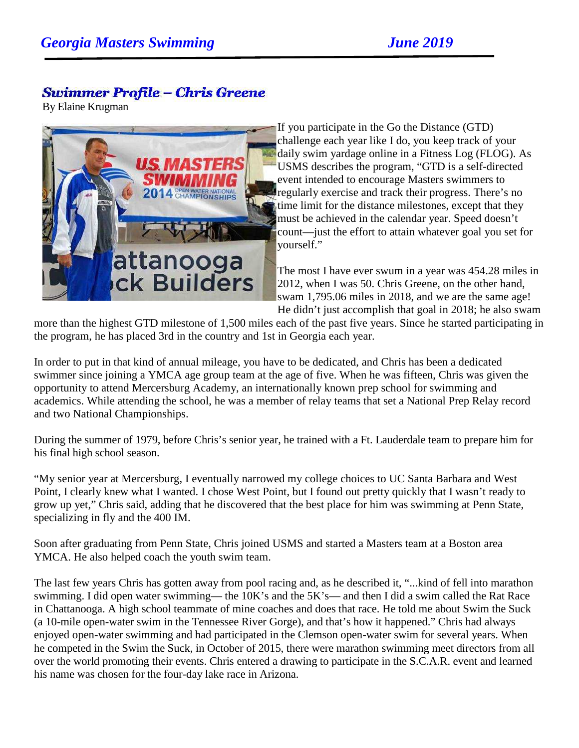## Swimmer Profile – Chris Greene

By Elaine Krugman

If you participate in the Go the Distance (GTD) challenge each year like I do, you keep track of your daily swim yardage online in a Fitness Log (FLOG). As USMS describes the program, "GTD is a self-directed event intended to encourage Masters swimmers to regularly exercise and track their progress. There's no time limit for the distance milestones, except that they must be achieved in the calendar year. Speed doesn't count—just the effort to attain whatever goal you set for yourself."

The most I have ever swum in a year was 454.28 miles in 2012, when I was 50. Chris Greene, on the other hand, swam 1,795.06 miles in 2018, and we are the same age! He didn't just accomplish that goal in 2018; he also swam more than the highest GTD milestone of 1,500 miles each of the past five years. Since he started participating in the program, he has placed 3rd in the country and 1st in Georgia each year.

In order to put in that kind of annual mileage, you have to be dedicated, and Chris has been a dedicated swimmer since joining a YMCA age group team at the age of five. When he was fifteen, Chris was given the opportunity to attend Mercersburg Academy, an internationally known prep school for swimming and academics. While attending the school, he was a member of relay teams that set a National Prep Relay record and two National Championships.

During the summer of 1979, before Chris's senior year, he trained with a Ft. Lauderdale team to prepare him for his final high school season.

"My senior year at Mercersburg, I eventually narrowed my college choices to UC Santa Barbara and West Point, I clearly knew what I wanted. I chose West Point, but I found out pretty quickly that I wasn't ready to grow up yet," Chris said, adding that he discovered that the best place for him was swimming at Penn State, specializing in fly and the 400 IM.

Soon after graduating from Penn State, Chris joined USMS and started a Masters team at a Boston area YMCA. He also helped coach the youth swim team.

The last few years Chris has gotten away from pool racing and, as he described it, "...kind of fell into marathon swimming. I did open water swimming— the 10K's and the 5K's— and then I did a swim called the Rat Race in Chattanooga. A high school teammate of mine coaches and does that race. He told me about Swim the Suck (a 10-mile open-water swim in the Tennessee River Gorge), and that's how it happened." Chris had always enjoyed open-water swimming and had participated in the Clemson open-water swim for several years. When he competed in the Swim the Suck, in October of 2015, there were marathon swimming meet directors from all over the world promoting their events. Chris entered a drawing to participate in the S.C.A.R. event and learned his name was chosen for the four-day lake race in Arizona.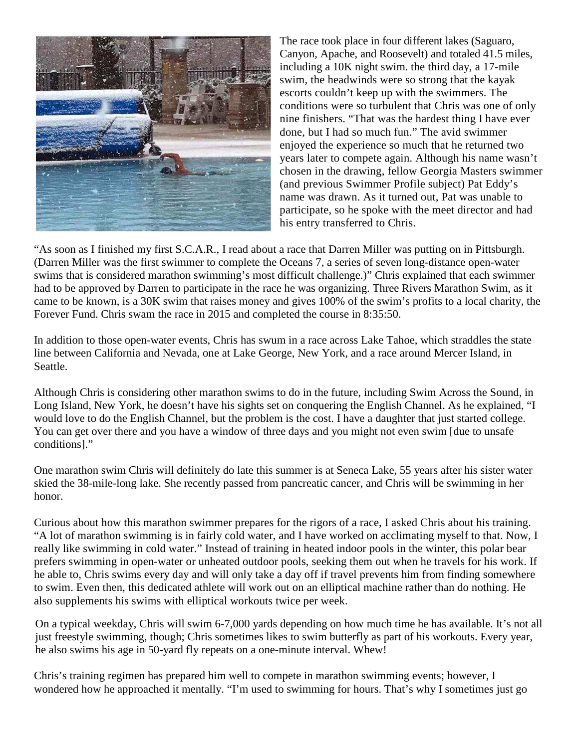The race took place in four different lakes (Saguaro, Canyon, Apache, and Roosevelt) and totaled 41.5 miles, including a 10K night swim. the third day, a 17-mile swim, the headwinds were so strong that the kayak escorts couldn't keep up with the swimmers. The conditions were so turbulent that Chris was one of only nine finishers. "That was the hardest thing I have ever done, but I had so much fun." The avid swimmer enjoyed the experience so much that he returned two years later to compete again. Although his name wasn't chosen in the drawing, fellow Georgia Masters swimmer (and previous Swimmer Profile subject) Pat Eddy's name was drawn. As it turned out, Pat was unable to participate, so he spoke with the meet director and had his entry transferred to Chris.

"As soon as I finished my first S.C.A.R., I read about a race that Darren Miller was putting on in Pittsburgh. (Darren Miller was the first swimmer to complete the Oceans 7, a series of seven long-distance open-water swims that is considered marathon swimming's most difficult challenge.)" Chris explained that each swimmer had to be approved by Darren to participate in the race he was organizing. Three Rivers Marathon Swim, as it came to be known, is a 30K swim that raises money and gives 100% of the swim's profits to a local charity, the Forever Fund. Chris swam the race in 2015 and completed the course in 8:35:50.

In addition to those open-water events, Chris has swum in a race across Lake Tahoe, which straddles the state line between California and Nevada, one at Lake George, New York, and a race around Mercer Island, in Seattle.

Although Chris is considering other marathon swims to do in the future, including Swim Across the Sound, in Long Island, New York, he doesn't have his sights set on conquering the English Channel. As he explained, "I would love to do the English Channel, but the problem is the cost. I have a daughter that just started college. You can get over there and you have a window of three days and you might not even swim [due to unsafe conditions]."

One marathon swim Chris will definitely do late this summer is at Seneca Lake, 55 years after his sister water skied the 38-mile-long lake. She recently passed from pancreatic cancer, and Chris will be swimming in her honor.

Curious about how this marathon swimmer prepares for the rigors of a race, I asked Chris about his training. "A lot of marathon swimming is in fairly cold water, and I have worked on acclimating myself to that. Now, I really like swimming in cold water." Instead of training in heated indoor pools in the winter, this polar bear prefers swimming in open-water or unheated outdoor pools, seeking them out when he travels for his work. If he able to, Chris swims every day and will only take a day off if travel prevents him from finding somewhere to swim. Even then, this dedicated athlete will work out on an elliptical machine rather than do nothing. He also supplements his swims with elliptical workouts twice per week.

On a typical weekday, Chris will swim 6-7,000 yards depending on how much time he has available. It's not all just freestyle swimming, though; Chris sometimes likes to swim butterfly as part of his workouts. Every year, he also swims his age in 50-yard fly repeats on a one-minute interval. Whew!

Chris's training regimen has prepared him well to compete in marathon swimming events; however, I wondered how he approached it mentally. "I'm used to swimming for hours. That's why I sometimes just go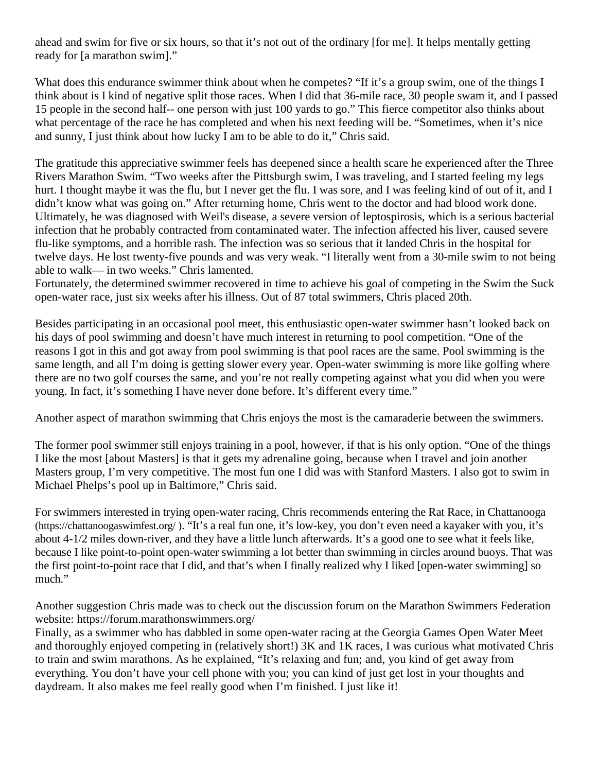ahead and swim for five or six hours, so that it's not out of the ordinary [for me]. It helps mentally getting ready for [a marathon swim]."

What does this endurance swimmer think about when he competes? "If it's a group swim, one of the things I think about is I kind of negative split those races. When I did that 36-mile race, 30 people swam it, and I passed 15 people in the second half-- one person with just 100 yards to go." This fierce competitor also thinks about what percentage of the race he has completed and when his next feeding will be. "Sometimes, when it's nice and sunny, I just think about how lucky I am to be able to do it," Chris said.

The gratitude this appreciative swimmer feels has deepened since a health scare he experienced after the Three Rivers Marathon Swim. "Two weeks after the Pittsburgh swim, I was traveling, and I started feeling my legs hurt. I thought maybe it was the flu, but I never get the flu. I was sore, and I was feeling kind of out of it, and I didn't know what was going on." After returning home, Chris went to the doctor and had blood work done. Ultimately, he was diagnosed with Weil's disease, a severe version of leptospirosis, which is a serious bacterial infection that he probably contracted from contaminated water. The infection affected his liver, caused severe flu-like symptoms, and a horrible rash. The infection was so serious that it landed Chris in the hospital for twelve days. He lost twenty-five pounds and was very weak. "I literally went from a 30-mile swim to not being able to walk— in two weeks." Chris lamented.
Fortunately, the determined swimmer recovered in time to achieve his goal of competing in the Swim the Suck open-water race, just six weeks after his illness. Out of 87 total swimmers, Chris placed 20th.

Besides participating in an occasional pool meet, this enthusiastic open-water swimmer hasn't looked back on his days of pool swimming and doesn't have much interest in returning to pool competition. "One of the reasons I got in this and got away from pool swimming is that pool races are the same. Pool swimming is the same length, and all I'm doing is getting slower every year. Open-water swimming is more like golfing where there are no two golf courses the same, and you're not really competing against what you did when you were young. In fact, it's something I have never done before. It's different every time."

Another aspect of marathon swimming that Chris enjoys the most is the camaraderie between the swimmers.

The former pool swimmer still enjoys training in a pool, however, if that is his only option. "One of the things I like the most [about Masters] is that it gets my adrenaline going, because when I travel and join another Masters group, I'm very competitive. The most fun one I did was with Stanford Masters. I also got to swim in Michael Phelps's pool up in Baltimore," Chris said.

For swimmers interested in trying open-water racing, Chris recommends entering the Rat Race, in Chattanooga (https://chattanoogaswimfest.org/ ). "It's a real fun one, it's low-key, you don't even need a kayaker with you, it's about 4-1/2 miles down-river, and they have a little lunch afterwards. It's a good one to see what it feels like, because I like point-to-point open-water swimming a lot better than swimming in circles around buoys. That was the first point-to-point race that I did, and that's when I finally realized why I liked [open-water swimming] so much."

Another suggestion Chris made was to check out the discussion forum on the Marathon Swimmers Federation website: https://forum.marathonswimmers.org/
Finally, as a swimmer who has dabbled in some open-water racing at the Georgia Games Open Water Meet and thoroughly enjoyed competing in (relatively short!) 3K and 1K races, I was curious what motivated Chris to train and swim marathons. As he explained, "It's relaxing and fun; and, you kind of get away from everything. You don't have your cell phone with you; you can kind of just get lost in your thoughts and daydream. It also makes me feel really good when I'm finished. I just like it!